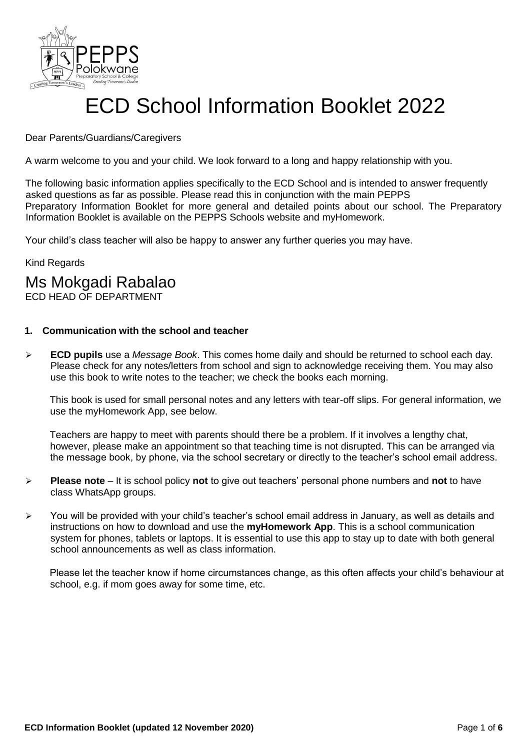# ECD School Information Booklet 2022

Dear Parents/Guardians/Caregivers

A warm welcome to you and your child. We look forward to a long and happy relationship with you.

The following basic information applies specifically to the ECD School and is intended to answer frequently asked questions as far as possible. Please read this in conjunction with the main PEPPS Preparatory Information Booklet for more general and detailed points about our school. The Preparatory Information Booklet is available on the PEPPS Schools website and myHomework.

Your child's class teacher will also be happy to answer any further queries you may have.

Kind Regards

Ms Mokgadi Rabalao
ECD HEAD OF DEPARTMENT

## 1. Communication with the school and teacher

- **ECD pupils** use a *Message Book*. This comes home daily and should be returned to school each day. Please check for any notes/letters from school and sign to acknowledge receiving them. You may also use this book to write notes to the teacher; we check the books each morning.

  This book is used for small personal notes and any letters with tear-off slips. For general information, we use the myHomework App, see below.

  Teachers are happy to meet with parents should there be a problem. If it involves a lengthy chat, however, please make an appointment so that teaching time is not disrupted. This can be arranged via the message book, by phone, via the school secretary or directly to the teacher's school email address.

- **Please note** – It is school policy **not** to give out teachers' personal phone numbers and **not** to have class WhatsApp groups.

- You will be provided with your child's teacher's school email address in January, as well as details and instructions on how to download and use the **myHomework App**. This is a school communication system for phones, tablets or laptops. It is essential to use this app to stay up to date with both general school announcements as well as class information.

  Please let the teacher know if home circumstances change, as this often affects your child's behaviour at school, e.g. if mom goes away for some time, etc.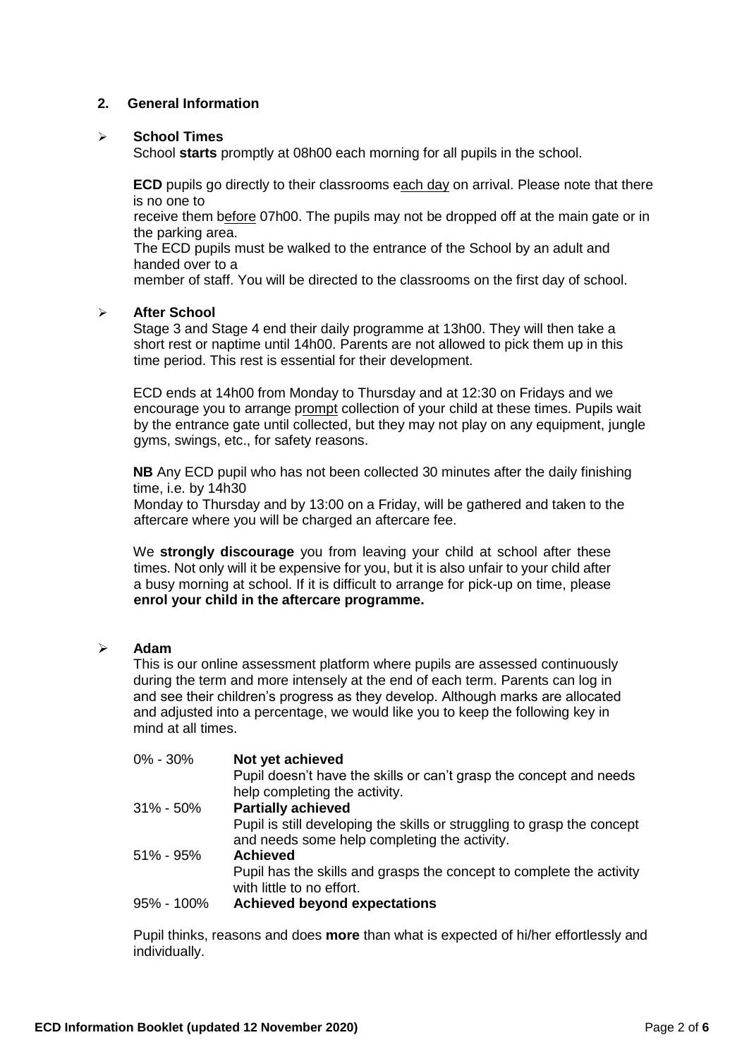## 2. General Information

- **School Times**

  School **starts** promptly at 08h00 each morning for all pupils in the school.

  **ECD** pupils go directly to their classrooms each day on arrival. Please note that there is no one to receive them before 07h00. The pupils may not be dropped off at the main gate or in the parking area.
  The ECD pupils must be walked to the entrance of the School by an adult and handed over to a member of staff. You will be directed to the classrooms on the first day of school.

- **After School**

  Stage 3 and Stage 4 end their daily programme at 13h00. They will then take a short rest or naptime until 14h00. Parents are not allowed to pick them up in this time period. This rest is essential for their development.

  ECD ends at 14h00 from Monday to Thursday and at 12:30 on Fridays and we encourage you to arrange prompt collection of your child at these times. Pupils wait by the entrance gate until collected, but they may not play on any equipment, jungle gyms, swings, etc., for safety reasons.

  **NB** Any ECD pupil who has not been collected 30 minutes after the daily finishing time, i.e. by 14h30 Monday to Thursday and by 13:00 on a Friday, will be gathered and taken to the aftercare where you will be charged an aftercare fee.

  We **strongly discourage** you from leaving your child at school after these times. Not only will it be expensive for you, but it is also unfair to your child after a busy morning at school. If it is difficult to arrange for pick-up on time, please **enrol your child in the aftercare programme.**

- **Adam**

  This is our online assessment platform where pupils are assessed continuously during the term and more intensely at the end of each term. Parents can log in and see their children's progress as they develop. Although marks are allocated and adjusted into a percentage, we would like you to keep the following key in mind at all times.

| | |
|---|---|
| 0% - 30% | **Not yet achieved**<br>Pupil doesn't have the skills or can't grasp the concept and needs help completing the activity. |
| 31% - 50% | **Partially achieved**<br>Pupil is still developing the skills or struggling to grasp the concept and needs some help completing the activity. |
| 51% - 95% | **Achieved**<br>Pupil has the skills and grasps the concept to complete the activity with little to no effort. |
| 95% - 100% | **Achieved beyond expectations** |

  Pupil thinks, reasons and does **more** than what is expected of hi/her effortlessly and individually.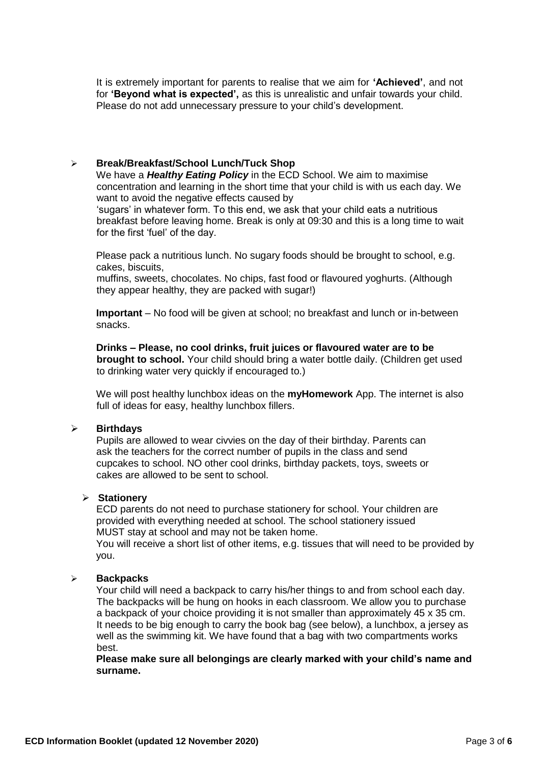It is extremely important for parents to realise that we aim for **'Achieved'**, and not for **'Beyond what is expected',** as this is unrealistic and unfair towards your child. Please do not add unnecessary pressure to your child's development.

- **Break/Breakfast/School Lunch/Tuck Shop**

  We have a ***Healthy Eating Policy*** in the ECD School. We aim to maximise concentration and learning in the short time that your child is with us each day. We want to avoid the negative effects caused by 'sugars' in whatever form. To this end, we ask that your child eats a nutritious breakfast before leaving home. Break is only at 09:30 and this is a long time to wait for the first 'fuel' of the day.

  Please pack a nutritious lunch. No sugary foods should be brought to school, e.g. cakes, biscuits, muffins, sweets, chocolates. No chips, fast food or flavoured yoghurts. (Although they appear healthy, they are packed with sugar!)

  **Important** – No food will be given at school; no breakfast and lunch or in-between snacks.

  **Drinks – Please, no cool drinks, fruit juices or flavoured water are to be brought to school.** Your child should bring a water bottle daily. (Children get used to drinking water very quickly if encouraged to.)

  We will post healthy lunchbox ideas on the **myHomework** App. The internet is also full of ideas for easy, healthy lunchbox fillers.

- **Birthdays**

  Pupils are allowed to wear civvies on the day of their birthday. Parents can ask the teachers for the correct number of pupils in the class and send cupcakes to school. NO other cool drinks, birthday packets, toys, sweets or cakes are allowed to be sent to school.

- **Stationery**

  ECD parents do not need to purchase stationery for school. Your children are provided with everything needed at school. The school stationery issued MUST stay at school and may not be taken home.

  You will receive a short list of other items, e.g. tissues that will need to be provided by you.

- **Backpacks**

  Your child will need a backpack to carry his/her things to and from school each day. The backpacks will be hung on hooks in each classroom. We allow you to purchase a backpack of your choice providing it is not smaller than approximately 45 x 35 cm. It needs to be big enough to carry the book bag (see below), a lunchbox, a jersey as well as the swimming kit. We have found that a bag with two compartments works best.

  **Please make sure all belongings are clearly marked with your child's name and surname.**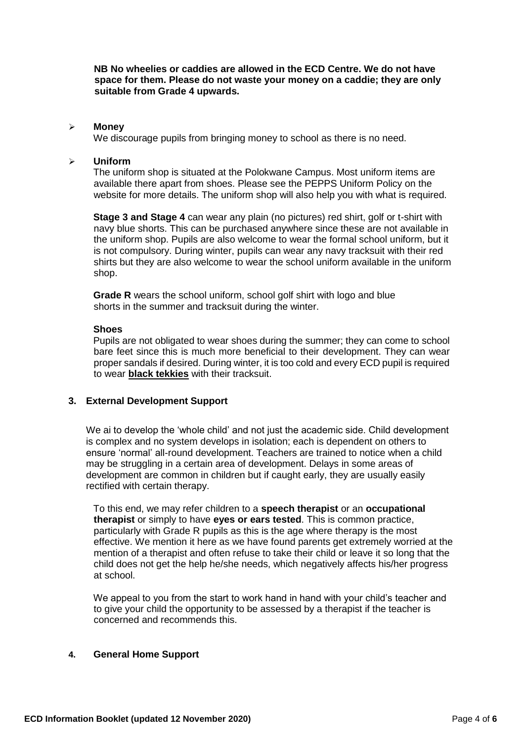**NB No wheelies or caddies are allowed in the ECD Centre. We do not have space for them. Please do not waste your money on a caddie; they are only suitable from Grade 4 upwards.**

- **Money**
  We discourage pupils from bringing money to school as there is no need.

- **Uniform**
  The uniform shop is situated at the Polokwane Campus. Most uniform items are available there apart from shoes. Please see the PEPPS Uniform Policy on the website for more details. The uniform shop will also help you with what is required.

  **Stage 3 and Stage 4** can wear any plain (no pictures) red shirt, golf or t-shirt with navy blue shorts. This can be purchased anywhere since these are not available in the uniform shop. Pupils are also welcome to wear the formal school uniform, but it is not compulsory. During winter, pupils can wear any navy tracksuit with their red shirts but they are also welcome to wear the school uniform available in the uniform shop.

  **Grade R** wears the school uniform, school golf shirt with logo and blue shorts in the summer and tracksuit during the winter.

  **Shoes**
  Pupils are not obligated to wear shoes during the summer; they can come to school bare feet since this is much more beneficial to their development. They can wear proper sandals if desired. During winter, it is too cold and every ECD pupil is required to wear **black tekkies** with their tracksuit.

## 3. External Development Support

We ai to develop the 'whole child' and not just the academic side. Child development is complex and no system develops in isolation; each is dependent on others to ensure 'normal' all-round development. Teachers are trained to notice when a child may be struggling in a certain area of development. Delays in some areas of development are common in children but if caught early, they are usually easily rectified with certain therapy.

To this end, we may refer children to a **speech therapist** or an **occupational therapist** or simply to have **eyes or ears tested**. This is common practice, particularly with Grade R pupils as this is the age where therapy is the most effective. We mention it here as we have found parents get extremely worried at the mention of a therapist and often refuse to take their child or leave it so long that the child does not get the help he/she needs, which negatively affects his/her progress at school.

We appeal to you from the start to work hand in hand with your child's teacher and to give your child the opportunity to be assessed by a therapist if the teacher is concerned and recommends this.

## 4. General Home Support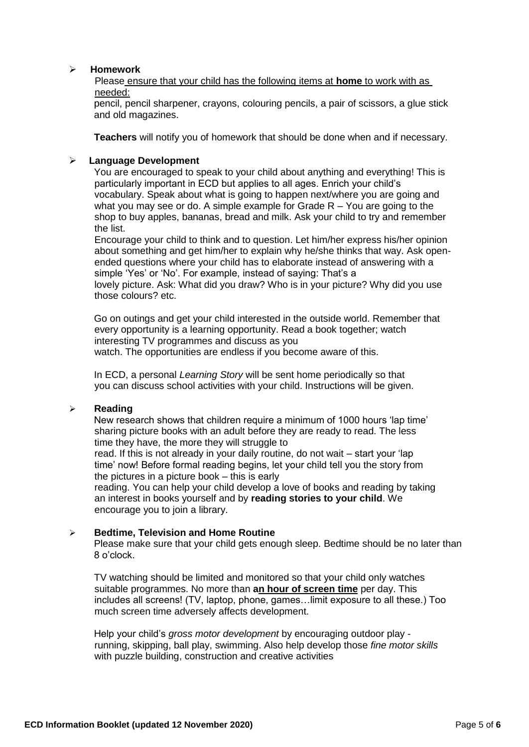- **Homework**

  Please ensure that your child has the following items at **home** to work with as needed:

  pencil, pencil sharpener, crayons, colouring pencils, a pair of scissors, a glue stick and old magazines.

  **Teachers** will notify you of homework that should be done when and if necessary.

- **Language Development**

  You are encouraged to speak to your child about anything and everything! This is particularly important in ECD but applies to all ages. Enrich your child's vocabulary. Speak about what is going to happen next/where you are going and what you may see or do. A simple example for Grade R – You are going to the shop to buy apples, bananas, bread and milk. Ask your child to try and remember the list.

  Encourage your child to think and to question. Let him/her express his/her opinion about something and get him/her to explain why he/she thinks that way. Ask open-ended questions where your child has to elaborate instead of answering with a simple 'Yes' or 'No'. For example, instead of saying: That's a lovely picture. Ask: What did you draw? Who is in your picture? Why did you use those colours? etc.

  Go on outings and get your child interested in the outside world. Remember that every opportunity is a learning opportunity. Read a book together; watch interesting TV programmes and discuss as you watch. The opportunities are endless if you become aware of this.

  In ECD, a personal *Learning Story* will be sent home periodically so that you can discuss school activities with your child. Instructions will be given.

- **Reading**

  New research shows that children require a minimum of 1000 hours 'lap time' sharing picture books with an adult before they are ready to read. The less time they have, the more they will struggle to read. If this is not already in your daily routine, do not wait – start your 'lap time' now! Before formal reading begins, let your child tell you the story from the pictures in a picture book – this is early reading. You can help your child develop a love of books and reading by taking an interest in books yourself and by **reading stories to your child**. We encourage you to join a library.

- **Bedtime, Television and Home Routine**

  Please make sure that your child gets enough sleep. Bedtime should be no later than 8 o'clock.

  TV watching should be limited and monitored so that your child only watches suitable programmes. No more than **an hour of screen time** per day. This includes all screens! (TV, laptop, phone, games…limit exposure to all these.) Too much screen time adversely affects development.

  Help your child's *gross motor development* by encouraging outdoor play - running, skipping, ball play, swimming. Also help develop those *fine motor skills* with puzzle building, construction and creative activities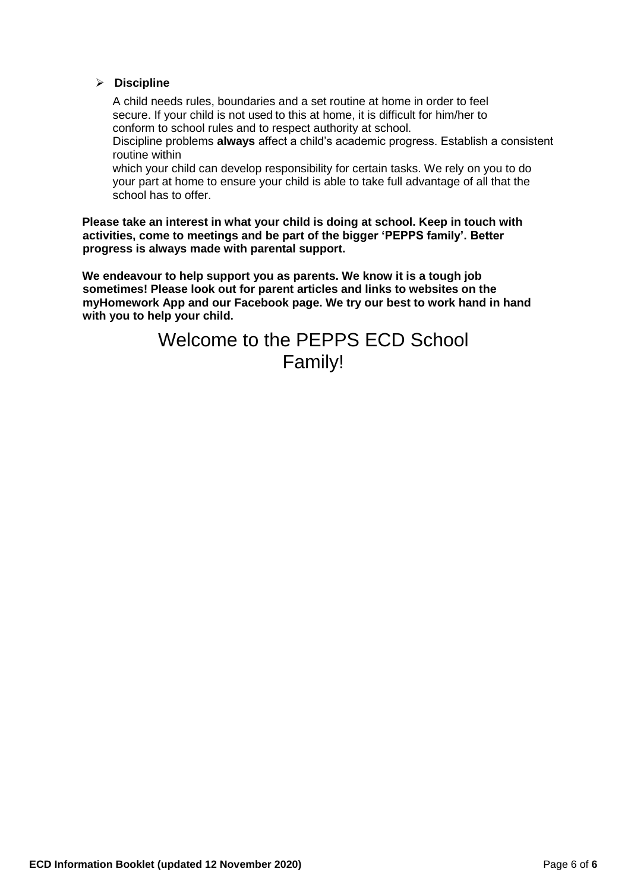- **Discipline**

  A child needs rules, boundaries and a set routine at home in order to feel secure. If your child is not used to this at home, it is difficult for him/her to conform to school rules and to respect authority at school.

  Discipline problems **always** affect a child's academic progress. Establish a consistent routine within which your child can develop responsibility for certain tasks. We rely on you to do your part at home to ensure your child is able to take full advantage of all that the school has to offer.

**Please take an interest in what your child is doing at school. Keep in touch with activities, come to meetings and be part of the bigger 'PEPPS family'. Better progress is always made with parental support.**

**We endeavour to help support you as parents. We know it is a tough job sometimes! Please look out for parent articles and links to websites on the myHomework App and our Facebook page. We try our best to work hand in hand with you to help your child.**

# Welcome to the PEPPS ECD School Family!